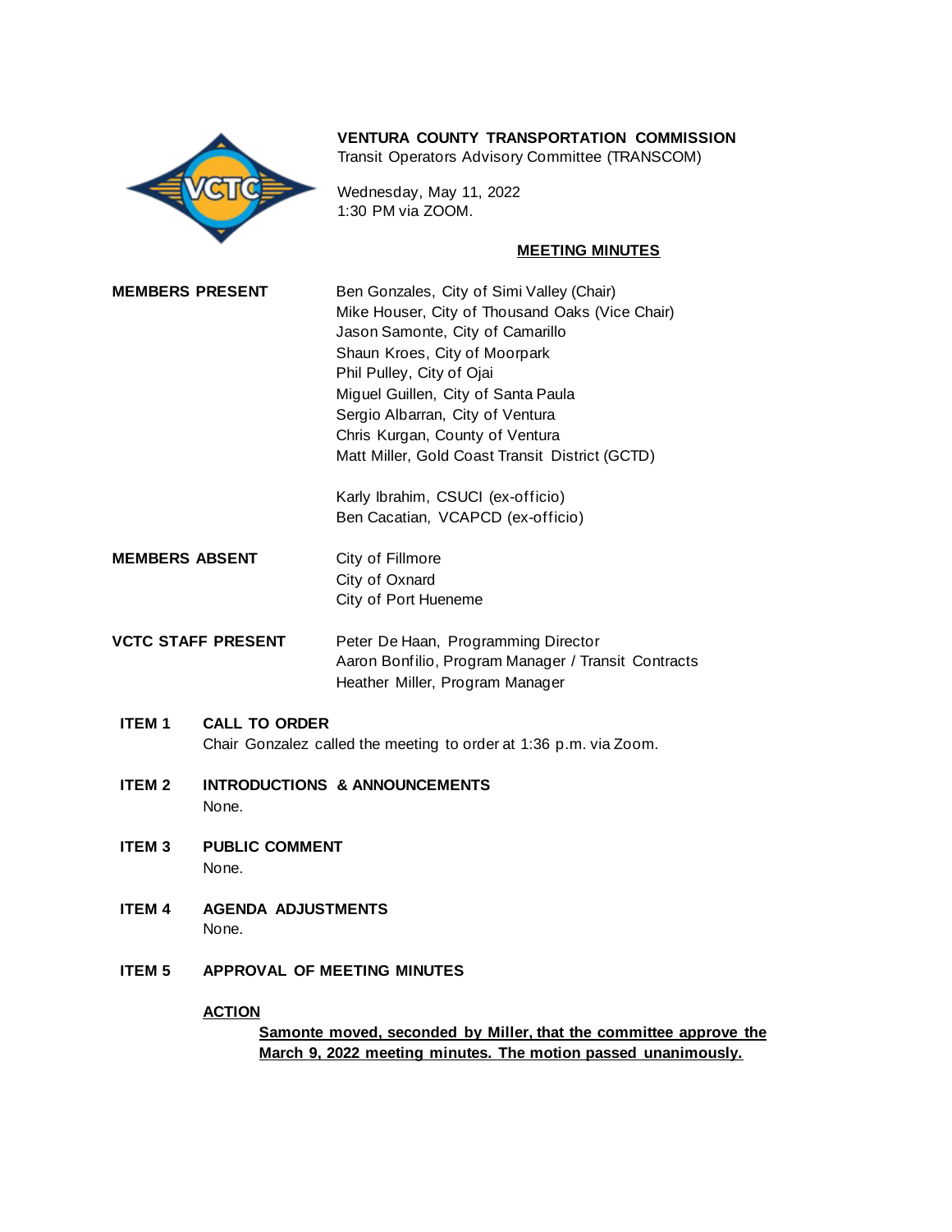**VENTURA COUNTY TRANSPORTATION COMMISSION**
Transit Operators Advisory Committee (TRANSCOM)

Wednesday, May 11, 2022
1:30 PM via ZOOM.

## MEETING MINUTES

**MEMBERS PRESENT**

Ben Gonzales, City of Simi Valley (Chair)
Mike Houser, City of Thousand Oaks (Vice Chair)
Jason Samonte, City of Camarillo
Shaun Kroes, City of Moorpark
Phil Pulley, City of Ojai
Miguel Guillen, City of Santa Paula
Sergio Albarran, City of Ventura
Chris Kurgan, County of Ventura
Matt Miller, Gold Coast Transit District (GCTD)

Karly Ibrahim, CSUCI (ex-officio)
Ben Cacatian, VCAPCD (ex-officio)

**MEMBERS ABSENT**

City of Fillmore
City of Oxnard
City of Port Hueneme

**VCTC STAFF PRESENT**

Peter De Haan, Programming Director
Aaron Bonfilio, Program Manager / Transit Contracts
Heather Miller, Program Manager

**ITEM 1 CALL TO ORDER**

Chair Gonzalez called the meeting to order at 1:36 p.m. via Zoom.

**ITEM 2 INTRODUCTIONS & ANNOUNCEMENTS**

None.

**ITEM 3 PUBLIC COMMENT**

None.

**ITEM 4 AGENDA ADJUSTMENTS**

None.

**ITEM 5 APPROVAL OF MEETING MINUTES**

**ACTION**

**Samonte moved, seconded by Miller, that the committee approve the March 9, 2022 meeting minutes. The motion passed unanimously.**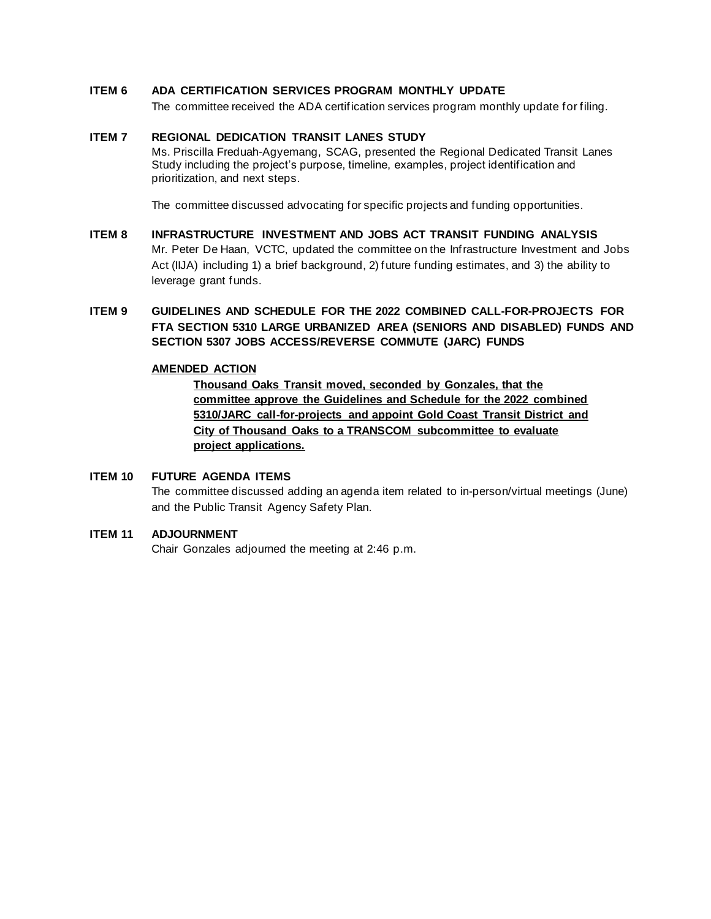**ITEM 6 ADA CERTIFICATION SERVICES PROGRAM MONTHLY UPDATE**

The committee received the ADA certification services program monthly update for filing.

**ITEM 7 REGIONAL DEDICATION TRANSIT LANES STUDY**

Ms. Priscilla Freduah-Agyemang, SCAG, presented the Regional Dedicated Transit Lanes Study including the project's purpose, timeline, examples, project identification and prioritization, and next steps.

The committee discussed advocating for specific projects and funding opportunities.

**ITEM 8 INFRASTRUCTURE INVESTMENT AND JOBS ACT TRANSIT FUNDING ANALYSIS**

Mr. Peter De Haan, VCTC, updated the committee on the Infrastructure Investment and Jobs Act (IIJA) including 1) a brief background, 2) future funding estimates, and 3) the ability to leverage grant funds.

**ITEM 9 GUIDELINES AND SCHEDULE FOR THE 2022 COMBINED CALL-FOR-PROJECTS FOR FTA SECTION 5310 LARGE URBANIZED AREA (SENIORS AND DISABLED) FUNDS AND SECTION 5307 JOBS ACCESS/REVERSE COMMUTE (JARC) FUNDS**

**AMENDED ACTION**

**Thousand Oaks Transit moved, seconded by Gonzales, that the committee approve the Guidelines and Schedule for the 2022 combined 5310/JARC call-for-projects and appoint Gold Coast Transit District and City of Thousand Oaks to a TRANSCOM subcommittee to evaluate project applications.**

**ITEM 10 FUTURE AGENDA ITEMS**

The committee discussed adding an agenda item related to in-person/virtual meetings (June) and the Public Transit Agency Safety Plan.

**ITEM 11 ADJOURNMENT**

Chair Gonzales adjourned the meeting at 2:46 p.m.